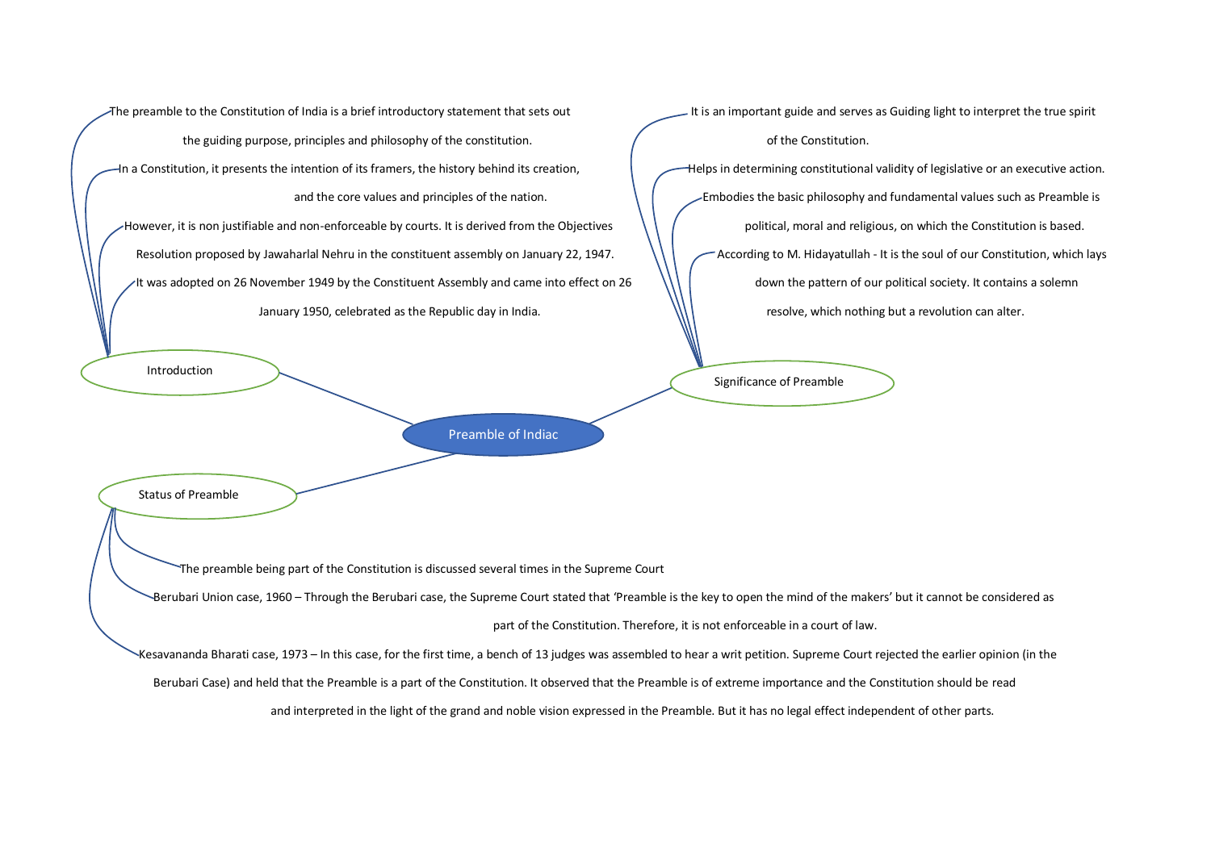# Preamble of Indiac

## Introduction

- The preamble to the Constitution of India is a brief introductory statement that sets out the guiding purpose, principles and philosophy of the constitution.
- In a Constitution, it presents the intention of its framers, the history behind its creation, and the core values and principles of the nation.
- However, it is non justifiable and non-enforceable by courts. It is derived from the Objectives Resolution proposed by Jawaharlal Nehru in the constituent assembly on January 22, 1947.
- It was adopted on 26 November 1949 by the Constituent Assembly and came into effect on 26 January 1950, celebrated as the Republic day in India.

## Significance of Preamble

- It is an important guide and serves as Guiding light to interpret the true spirit of the Constitution.
- Helps in determining constitutional validity of legislative or an executive action.
- Embodies the basic philosophy and fundamental values such as Preamble is political, moral and religious, on which the Constitution is based.
- According to M. Hidayatullah - It is the soul of our Constitution, which lays down the pattern of our political society. It contains a solemn resolve, which nothing but a revolution can alter.

## Status of Preamble

- The preamble being part of the Constitution is discussed several times in the Supreme Court
- Berubari Union case, 1960 – Through the Berubari case, the Supreme Court stated that 'Preamble is the key to open the mind of the makers' but it cannot be considered as part of the Constitution. Therefore, it is not enforceable in a court of law.
- Kesavananda Bharati case, 1973 – In this case, for the first time, a bench of 13 judges was assembled to hear a writ petition. Supreme Court rejected the earlier opinion (in the Berubari Case) and held that the Preamble is a part of the Constitution. It observed that the Preamble is of extreme importance and the Constitution should be read and interpreted in the light of the grand and noble vision expressed in the Preamble. But it has no legal effect independent of other parts.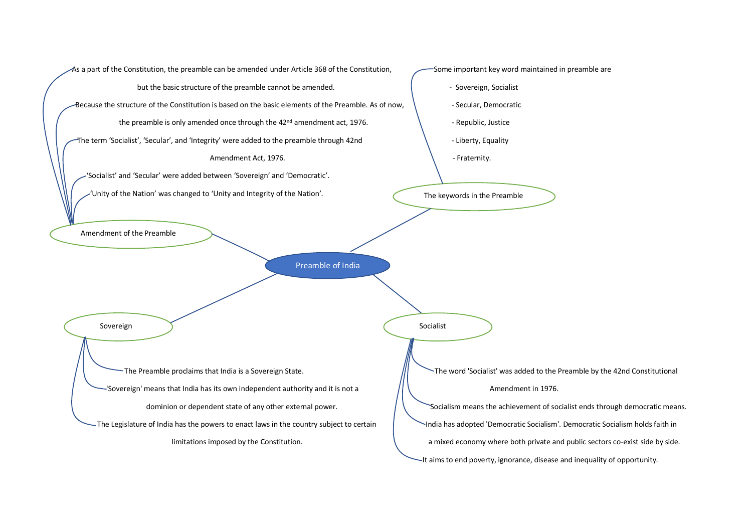# Preamble of India

## Amendment of the Preamble

- As a part of the Constitution, the preamble can be amended under Article 368 of the Constitution, but the basic structure of the preamble cannot be amended.
- Because the structure of the Constitution is based on the basic elements of the Preamble. As of now, the preamble is only amended once through the 42nd amendment act, 1976.
- The term 'Socialist', 'Secular', and 'Integrity' were added to the preamble through 42nd Amendment Act, 1976.
- 'Socialist' and 'Secular' were added between 'Sovereign' and 'Democratic'.
- 'Unity of the Nation' was changed to 'Unity and Integrity of the Nation'.

## The keywords in the Preamble

Some important key word maintained in preamble are

- Sovereign, Socialist
- Secular, Democratic
- Republic, Justice
- Liberty, Equality
- Fraternity.

## Sovereign

- The Preamble proclaims that India is a Sovereign State.
- 'Sovereign' means that India has its own independent authority and it is not a dominion or dependent state of any other external power.
- The Legislature of India has the powers to enact laws in the country subject to certain limitations imposed by the Constitution.

## Socialist

- The word 'Socialist' was added to the Preamble by the 42nd Constitutional Amendment in 1976.
- Socialism means the achievement of socialist ends through democratic means.
- India has adopted 'Democratic Socialism'. Democratic Socialism holds faith in a mixed economy where both private and public sectors co-exist side by side.
- It aims to end poverty, ignorance, disease and inequality of opportunity.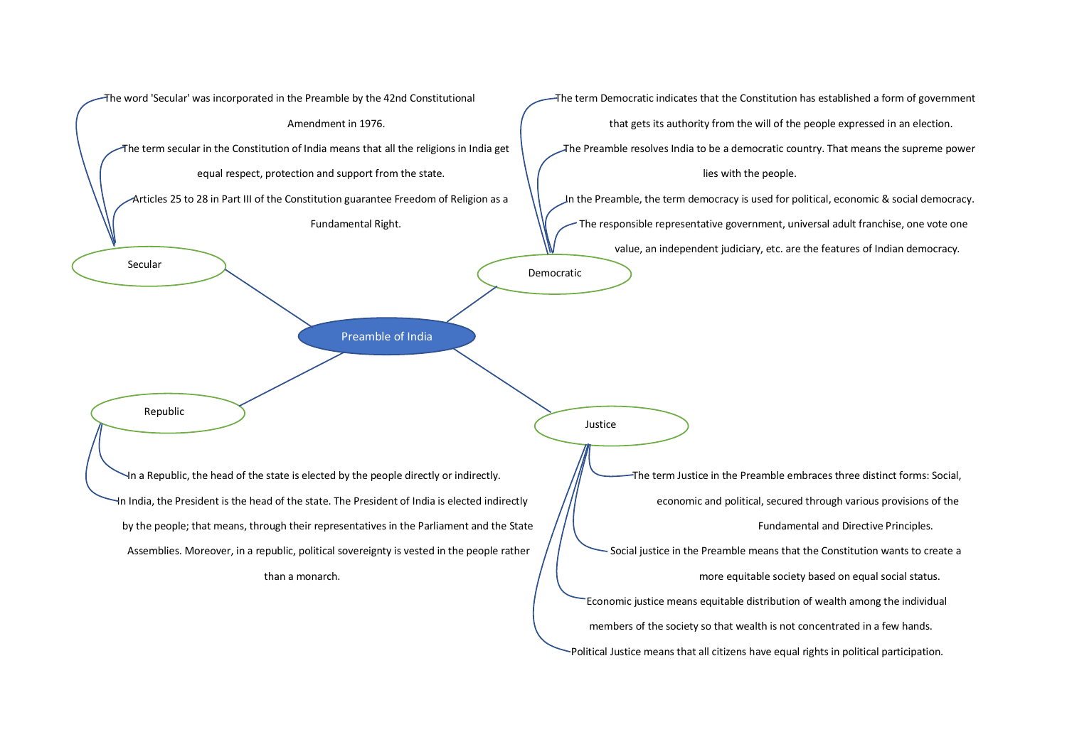# Preamble of India

## Secular

- The word 'Secular' was incorporated in the Preamble by the 42nd Constitutional Amendment in 1976.
- The term secular in the Constitution of India means that all the religions in India get equal respect, protection and support from the state.
- Articles 25 to 28 in Part III of the Constitution guarantee Freedom of Religion as a Fundamental Right.

## Democratic

- The term Democratic indicates that the Constitution has established a form of government that gets its authority from the will of the people expressed in an election.
- The Preamble resolves India to be a democratic country. That means the supreme power lies with the people.
- In the Preamble, the term democracy is used for political, economic & social democracy.
- The responsible representative government, universal adult franchise, one vote one value, an independent judiciary, etc. are the features of Indian democracy.

## Republic

- In a Republic, the head of the state is elected by the people directly or indirectly.
- In India, the President is the head of the state. The President of India is elected indirectly by the people; that means, through their representatives in the Parliament and the State Assemblies. Moreover, in a republic, political sovereignty is vested in the people rather than a monarch.

## Justice

- The term Justice in the Preamble embraces three distinct forms: Social, economic and political, secured through various provisions of the Fundamental and Directive Principles.
- Social justice in the Preamble means that the Constitution wants to create a more equitable society based on equal social status.
- Economic justice means equitable distribution of wealth among the individual members of the society so that wealth is not concentrated in a few hands.
- Political Justice means that all citizens have equal rights in political participation.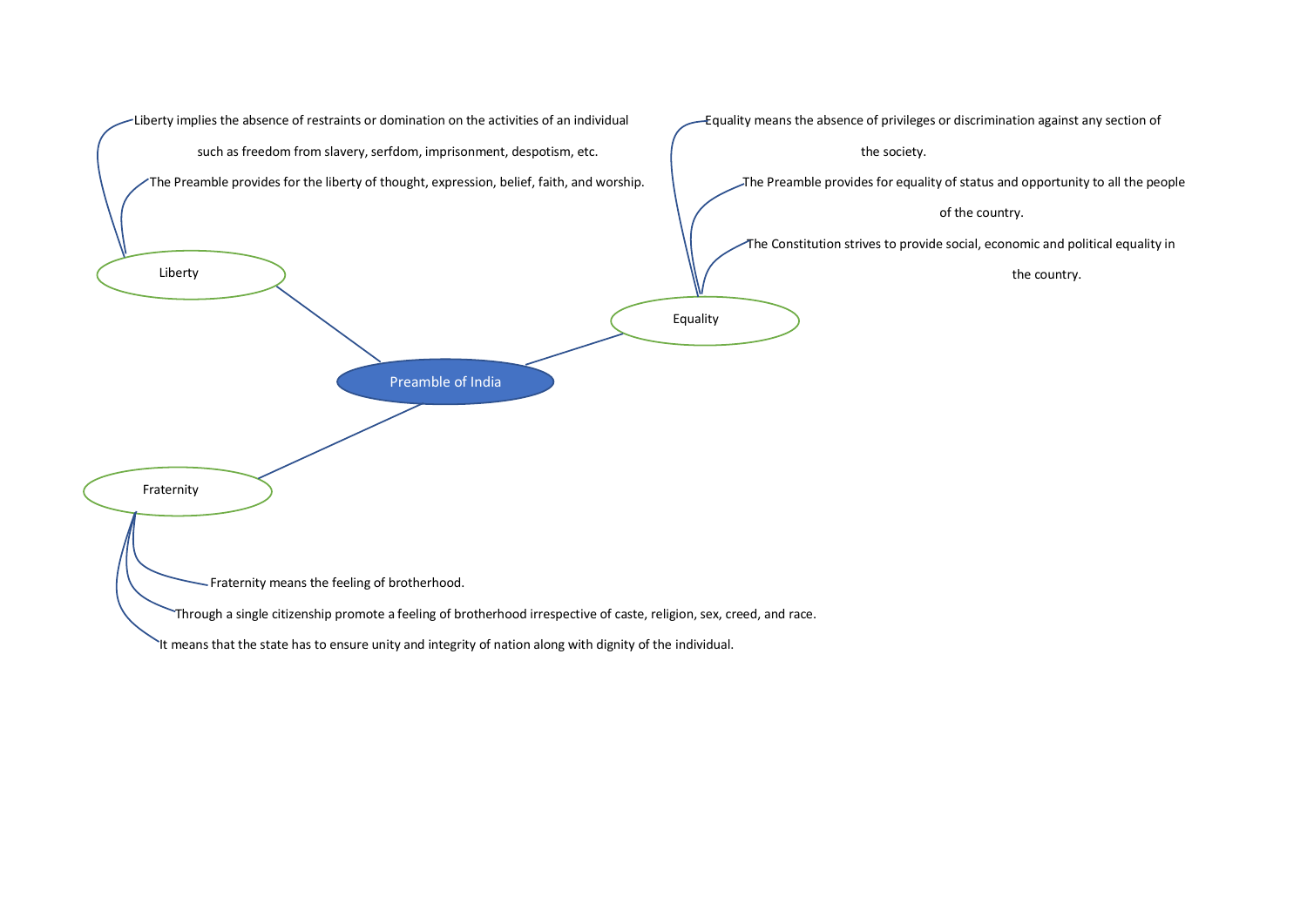# Preamble of India

## Liberty

- Liberty implies the absence of restraints or domination on the activities of an individual such as freedom from slavery, serfdom, imprisonment, despotism, etc.
- The Preamble provides for the liberty of thought, expression, belief, faith, and worship.

## Equality

- Equality means the absence of privileges or discrimination against any section of the society.
- The Preamble provides for equality of status and opportunity to all the people of the country.
- The Constitution strives to provide social, economic and political equality in the country.

## Fraternity

- Fraternity means the feeling of brotherhood.
- Through a single citizenship promote a feeling of brotherhood irrespective of caste, religion, sex, creed, and race.
- It means that the state has to ensure unity and integrity of nation along with dignity of the individual.